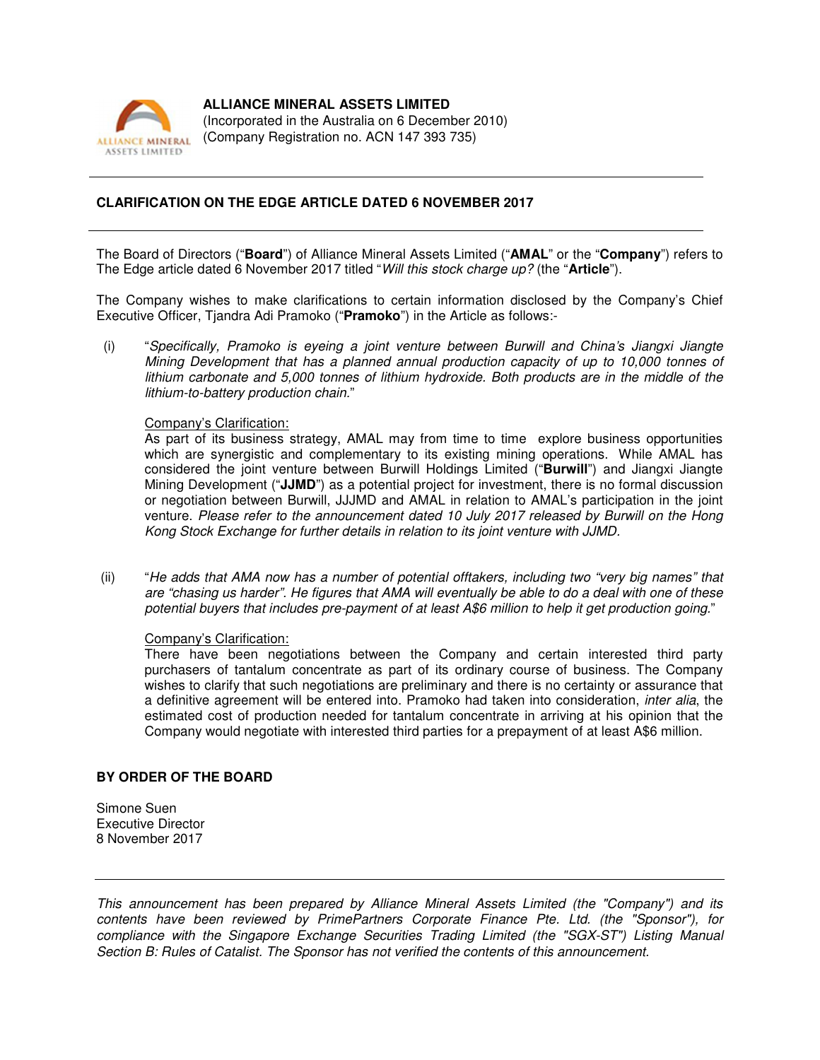**ALLIANCE MINERAL ASSETS LIMITED**
(Incorporated in the Australia on 6 December 2010)
(Company Registration no. ACN 147 393 735)

---

## CLARIFICATION ON THE EDGE ARTICLE DATED 6 NOVEMBER 2017

---

The Board of Directors ("**Board**") of Alliance Mineral Assets Limited ("**AMAL**" or the "**Company**") refers to The Edge article dated 6 November 2017 titled "*Will this stock charge up?* (the "**Article**").

The Company wishes to make clarifications to certain information disclosed by the Company's Chief Executive Officer, Tjandra Adi Pramoko ("**Pramoko**") in the Article as follows:-

(i) "*Specifically, Pramoko is eyeing a joint venture between Burwill and China's Jiangxi Jiangte Mining Development that has a planned annual production capacity of up to 10,000 tonnes of lithium carbonate and 5,000 tonnes of lithium hydroxide. Both products are in the middle of the lithium-to-battery production chain.*"

Company's Clarification:
As part of its business strategy, AMAL may from time to time explore business opportunities which are synergistic and complementary to its existing mining operations. While AMAL has considered the joint venture between Burwill Holdings Limited ("**Burwill**") and Jiangxi Jiangte Mining Development ("**JJMD**") as a potential project for investment, there is no formal discussion or negotiation between Burwill, JJJMD and AMAL in relation to AMAL's participation in the joint venture. *Please refer to the announcement dated 10 July 2017 released by Burwill on the Hong Kong Stock Exchange for further details in relation to its joint venture with JJMD*.

(ii) "*He adds that AMA now has a number of potential offtakers, including two "very big names" that are "chasing us harder". He figures that AMA will eventually be able to do a deal with one of these potential buyers that includes pre-payment of at least A$6 million to help it get production going.*"

Company's Clarification:
There have been negotiations between the Company and certain interested third party purchasers of tantalum concentrate as part of its ordinary course of business. The Company wishes to clarify that such negotiations are preliminary and there is no certainty or assurance that a definitive agreement will be entered into. Pramoko had taken into consideration, *inter alia*, the estimated cost of production needed for tantalum concentrate in arriving at his opinion that the Company would negotiate with interested third parties for a prepayment of at least A$6 million.

**BY ORDER OF THE BOARD**

Simone Suen
Executive Director
8 November 2017

---

*This announcement has been prepared by Alliance Mineral Assets Limited (the "Company") and its contents have been reviewed by PrimePartners Corporate Finance Pte. Ltd. (the "Sponsor"), for compliance with the Singapore Exchange Securities Trading Limited (the "SGX-ST") Listing Manual Section B: Rules of Catalist. The Sponsor has not verified the contents of this announcement.*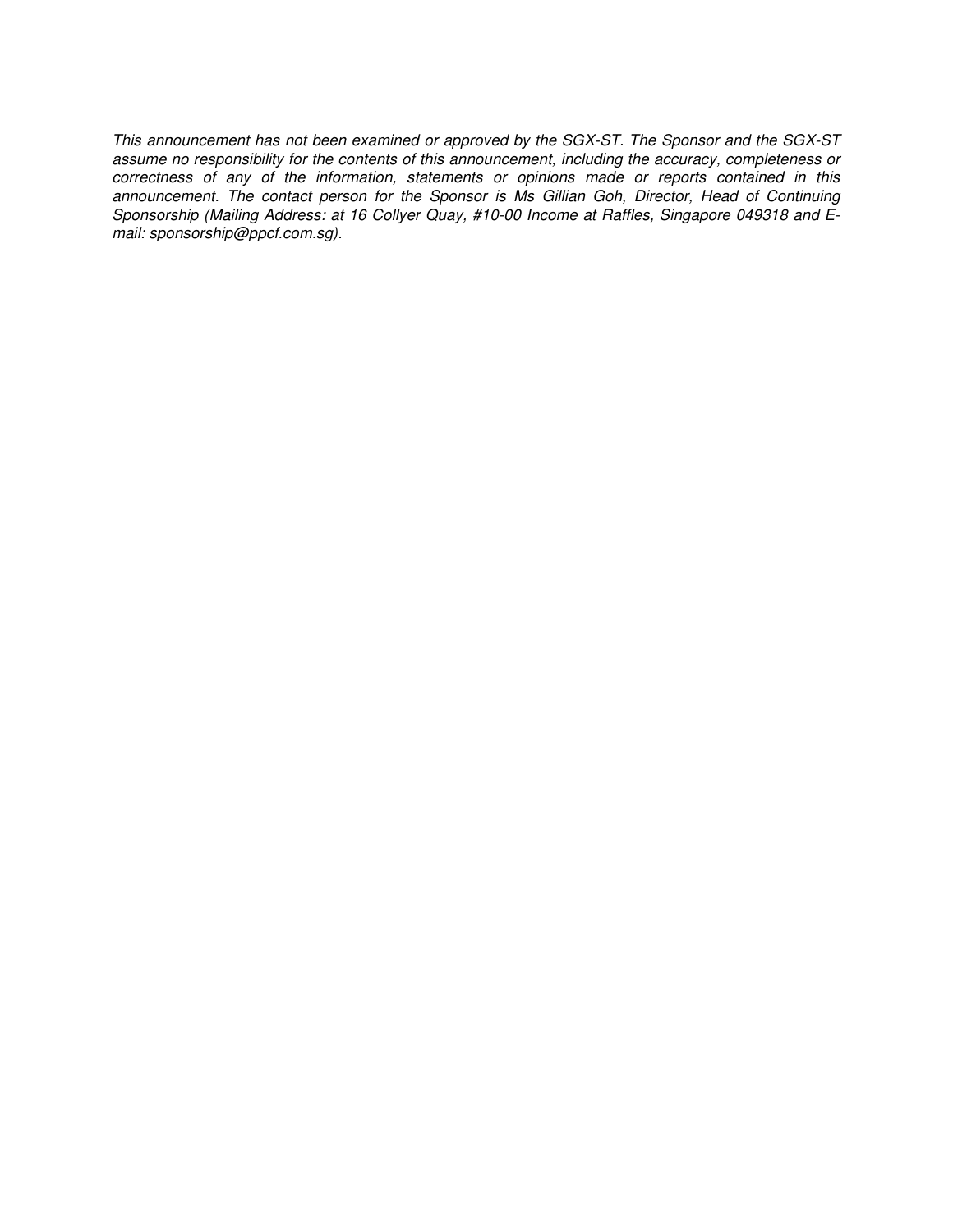*This announcement has not been examined or approved by the SGX-ST. The Sponsor and the SGX-ST assume no responsibility for the contents of this announcement, including the accuracy, completeness or correctness of any of the information, statements or opinions made or reports contained in this announcement. The contact person for the Sponsor is Ms Gillian Goh, Director, Head of Continuing Sponsorship (Mailing Address: at 16 Collyer Quay, #10-00 Income at Raffles, Singapore 049318 and E-mail: sponsorship@ppcf.com.sg).*